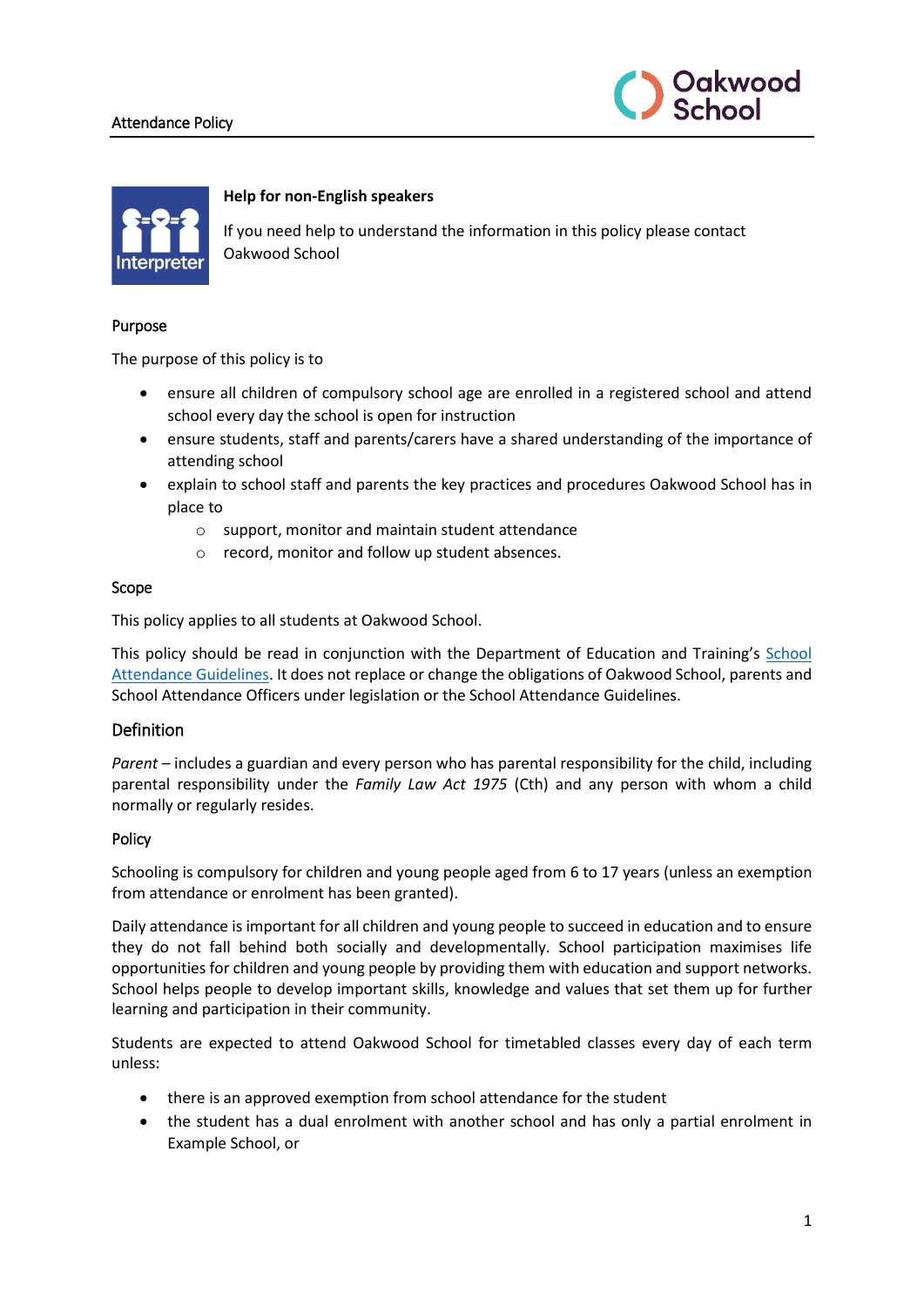**Help for non-English speakers**

If you need help to understand the information in this policy please contact Oakwood School

## Purpose

The purpose of this policy is to

- ensure all children of compulsory school age are enrolled in a registered school and attend school every day the school is open for instruction
- ensure students, staff and parents/carers have a shared understanding of the importance of attending school
- explain to school staff and parents the key practices and procedures Oakwood School has in place to
  - support, monitor and maintain student attendance
  - record, monitor and follow up student absences.

## Scope

This policy applies to all students at Oakwood School.

This policy should be read in conjunction with the Department of Education and Training's [School Attendance Guidelines](). It does not replace or change the obligations of Oakwood School, parents and School Attendance Officers under legislation or the School Attendance Guidelines.

## Definition

*Parent* – includes a guardian and every person who has parental responsibility for the child, including parental responsibility under the *Family Law Act 1975* (Cth) and any person with whom a child normally or regularly resides.

## Policy

Schooling is compulsory for children and young people aged from 6 to 17 years (unless an exemption from attendance or enrolment has been granted).

Daily attendance is important for all children and young people to succeed in education and to ensure they do not fall behind both socially and developmentally. School participation maximises life opportunities for children and young people by providing them with education and support networks. School helps people to develop important skills, knowledge and values that set them up for further learning and participation in their community.

Students are expected to attend Oakwood School for timetabled classes every day of each term unless:

- there is an approved exemption from school attendance for the student
- the student has a dual enrolment with another school and has only a partial enrolment in Example School, or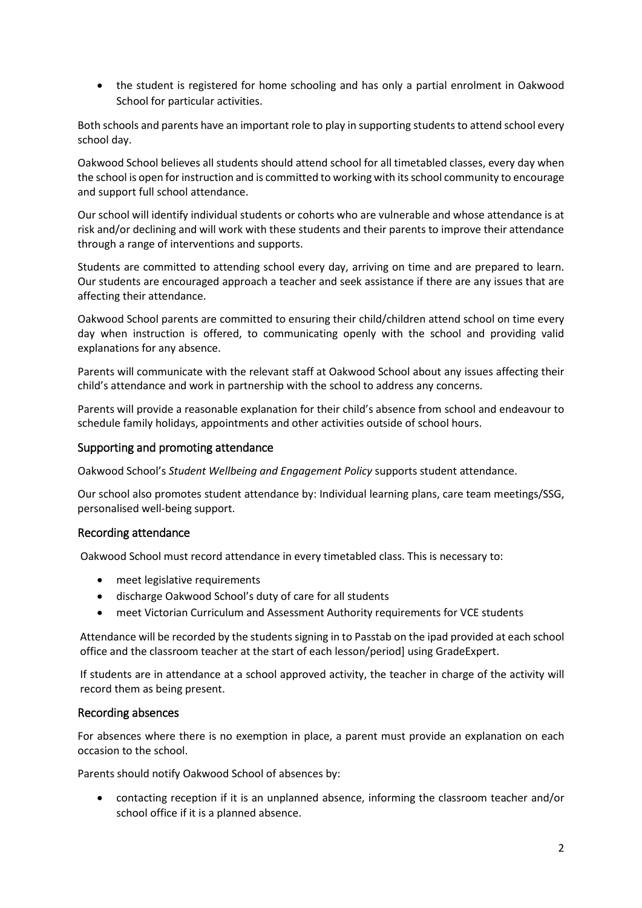- the student is registered for home schooling and has only a partial enrolment in Oakwood School for particular activities.

Both schools and parents have an important role to play in supporting students to attend school every school day.

Oakwood School believes all students should attend school for all timetabled classes, every day when the school is open for instruction and is committed to working with its school community to encourage and support full school attendance.

Our school will identify individual students or cohorts who are vulnerable and whose attendance is at risk and/or declining and will work with these students and their parents to improve their attendance through a range of interventions and supports.

Students are committed to attending school every day, arriving on time and are prepared to learn. Our students are encouraged approach a teacher and seek assistance if there are any issues that are affecting their attendance.

Oakwood School parents are committed to ensuring their child/children attend school on time every day when instruction is offered, to communicating openly with the school and providing valid explanations for any absence.

Parents will communicate with the relevant staff at Oakwood School about any issues affecting their child's attendance and work in partnership with the school to address any concerns.

Parents will provide a reasonable explanation for their child's absence from school and endeavour to schedule family holidays, appointments and other activities outside of school hours.

## Supporting and promoting attendance

Oakwood School's *Student Wellbeing and Engagement Policy* supports student attendance.

Our school also promotes student attendance by: Individual learning plans, care team meetings/SSG, personalised well-being support.

## Recording attendance

Oakwood School must record attendance in every timetabled class. This is necessary to:

- meet legislative requirements
- discharge Oakwood School's duty of care for all students
- meet Victorian Curriculum and Assessment Authority requirements for VCE students

Attendance will be recorded by the students signing in to Passtab on the ipad provided at each school office and the classroom teacher at the start of each lesson/period] using GradeExpert.

If students are in attendance at a school approved activity, the teacher in charge of the activity will record them as being present.

## Recording absences

For absences where there is no exemption in place, a parent must provide an explanation on each occasion to the school.

Parents should notify Oakwood School of absences by:

- contacting reception if it is an unplanned absence, informing the classroom teacher and/or school office if it is a planned absence.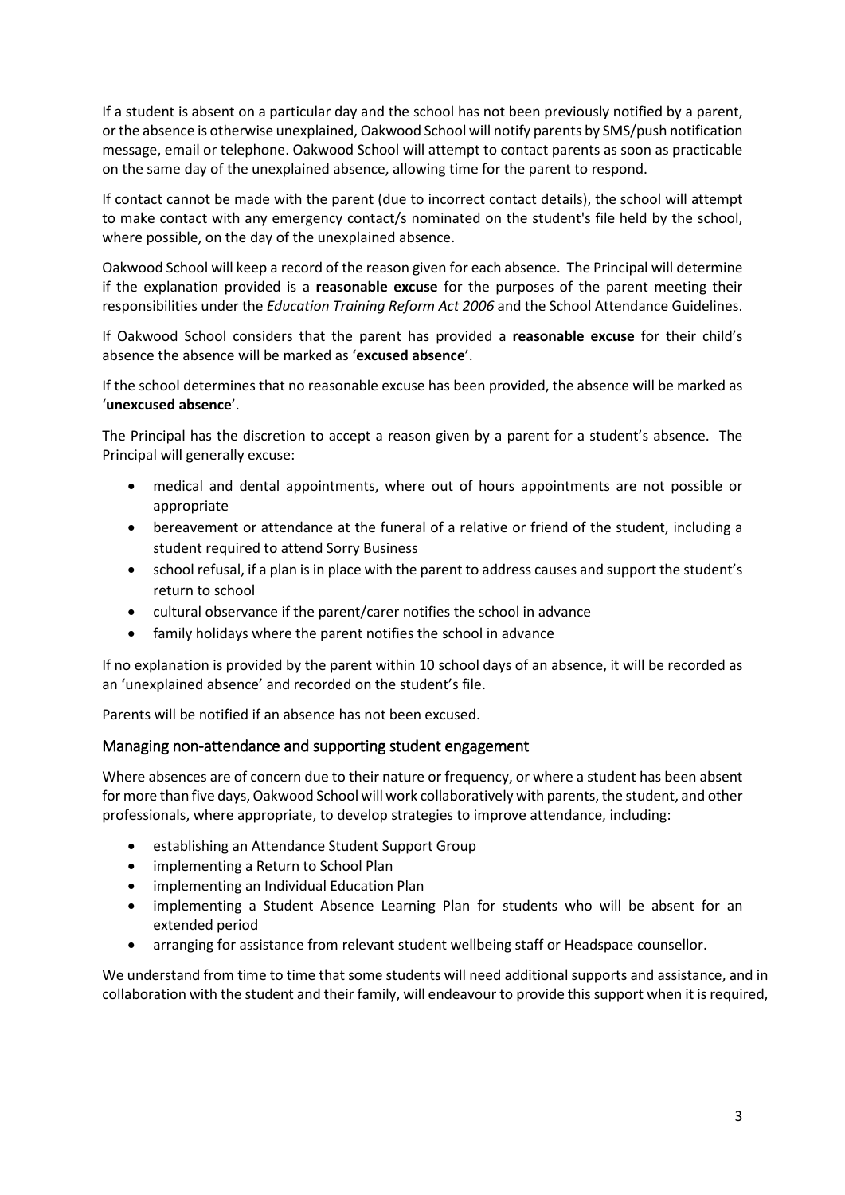If a student is absent on a particular day and the school has not been previously notified by a parent, or the absence is otherwise unexplained, Oakwood School will notify parents by SMS/push notification message, email or telephone. Oakwood School will attempt to contact parents as soon as practicable on the same day of the unexplained absence, allowing time for the parent to respond.

If contact cannot be made with the parent (due to incorrect contact details), the school will attempt to make contact with any emergency contact/s nominated on the student's file held by the school, where possible, on the day of the unexplained absence.

Oakwood School will keep a record of the reason given for each absence. The Principal will determine if the explanation provided is a **reasonable excuse** for the purposes of the parent meeting their responsibilities under the *Education Training Reform Act 2006* and the School Attendance Guidelines.

If Oakwood School considers that the parent has provided a **reasonable excuse** for their child's absence the absence will be marked as '**excused absence**'.

If the school determines that no reasonable excuse has been provided, the absence will be marked as '**unexcused absence**'.

The Principal has the discretion to accept a reason given by a parent for a student's absence. The Principal will generally excuse:

- medical and dental appointments, where out of hours appointments are not possible or appropriate
- bereavement or attendance at the funeral of a relative or friend of the student, including a student required to attend Sorry Business
- school refusal, if a plan is in place with the parent to address causes and support the student's return to school
- cultural observance if the parent/carer notifies the school in advance
- family holidays where the parent notifies the school in advance

If no explanation is provided by the parent within 10 school days of an absence, it will be recorded as an 'unexplained absence' and recorded on the student's file.

Parents will be notified if an absence has not been excused.

## Managing non-attendance and supporting student engagement

Where absences are of concern due to their nature or frequency, or where a student has been absent for more than five days, Oakwood School will work collaboratively with parents, the student, and other professionals, where appropriate, to develop strategies to improve attendance, including:

- establishing an Attendance Student Support Group
- implementing a Return to School Plan
- implementing an Individual Education Plan
- implementing a Student Absence Learning Plan for students who will be absent for an extended period
- arranging for assistance from relevant student wellbeing staff or Headspace counsellor.

We understand from time to time that some students will need additional supports and assistance, and in collaboration with the student and their family, will endeavour to provide this support when it is required,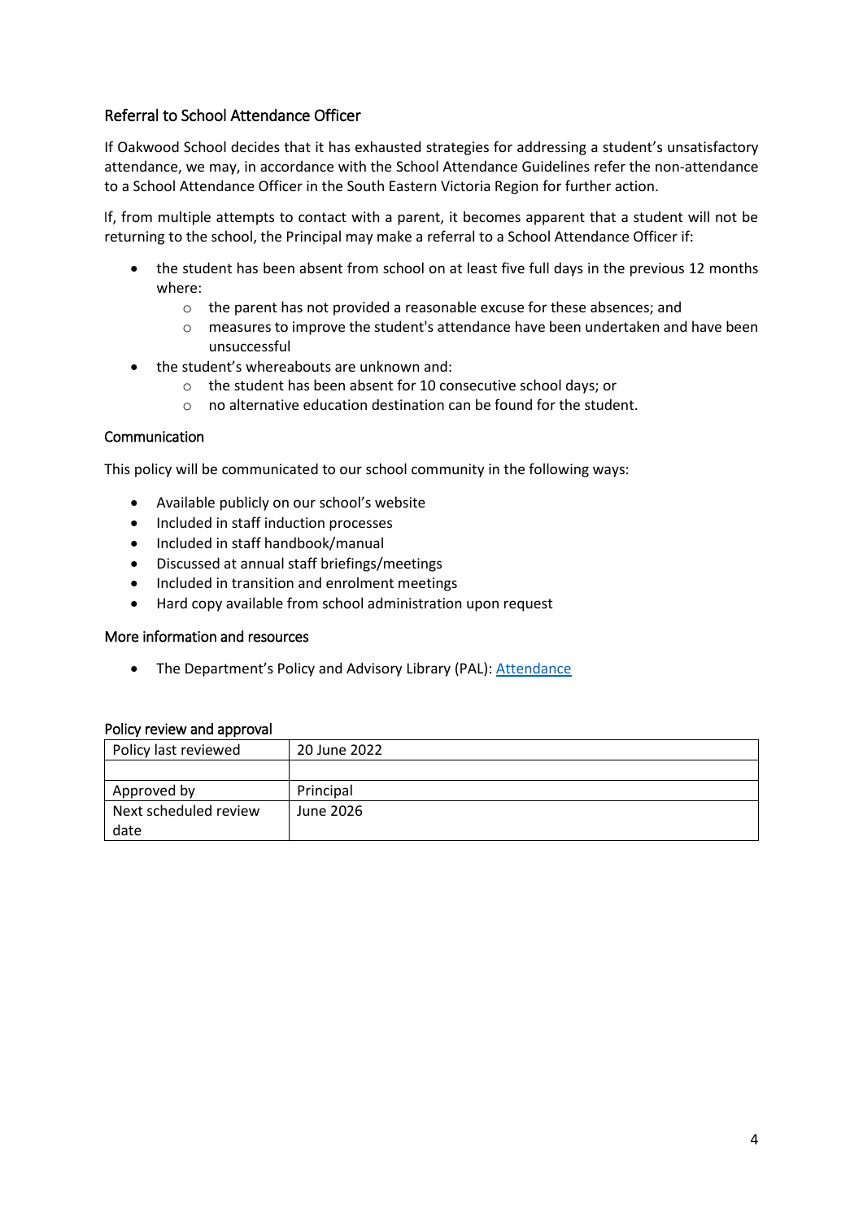## Referral to School Attendance Officer

If Oakwood School decides that it has exhausted strategies for addressing a student's unsatisfactory attendance, we may, in accordance with the School Attendance Guidelines refer the non-attendance to a School Attendance Officer in the South Eastern Victoria Region for further action.

If, from multiple attempts to contact with a parent, it becomes apparent that a student will not be returning to the school, the Principal may make a referral to a School Attendance Officer if:

- the student has been absent from school on at least five full days in the previous 12 months where:
  - the parent has not provided a reasonable excuse for these absences; and
  - measures to improve the student's attendance have been undertaken and have been unsuccessful
- the student's whereabouts are unknown and:
  - the student has been absent for 10 consecutive school days; or
  - no alternative education destination can be found for the student.

## Communication

This policy will be communicated to our school community in the following ways:

- Available publicly on our school's website
- Included in staff induction processes
- Included in staff handbook/manual
- Discussed at annual staff briefings/meetings
- Included in transition and enrolment meetings
- Hard copy available from school administration upon request

## More information and resources

- The Department's Policy and Advisory Library (PAL): [Attendance]

## Policy review and approval

| | |
|---|---|
| Policy last reviewed | 20 June 2022 |
| | |
| Approved by | Principal |
| Next scheduled review date | June 2026 |